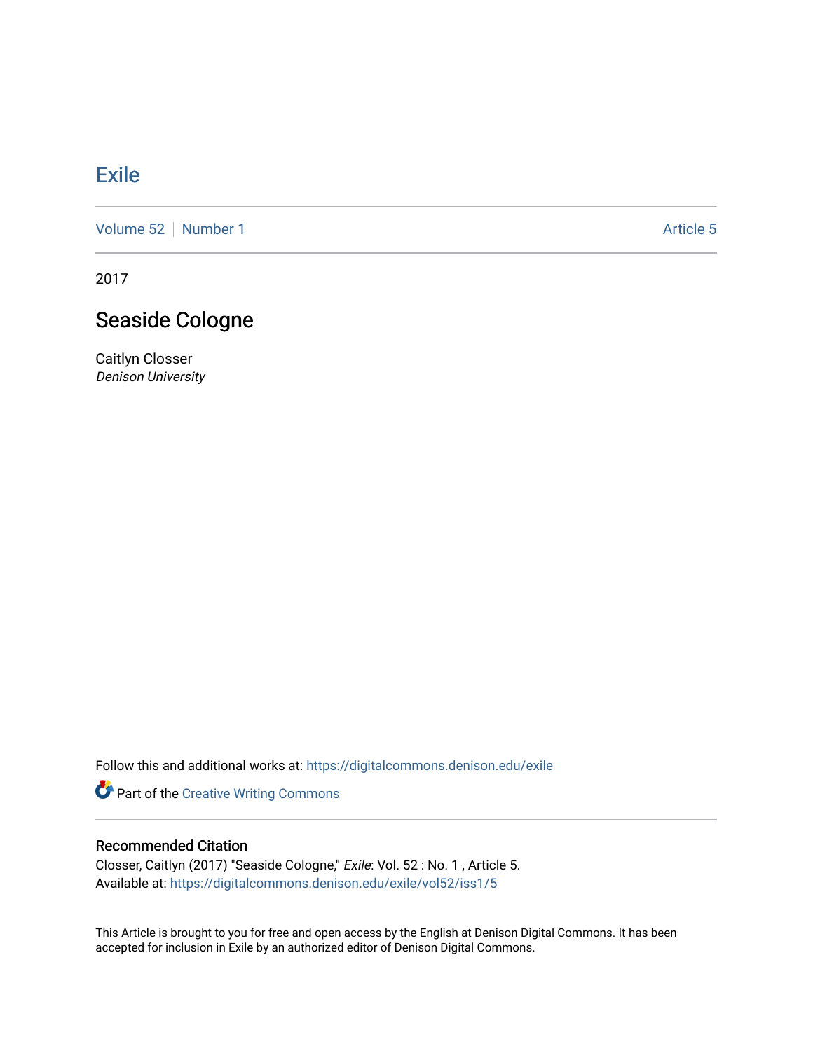# Exile

Volume 52 | Number 1 Article 5

2017

## Seaside Cologne

Caitlyn Closser
*Denison University*

Follow this and additional works at: https://digitalcommons.denison.edu/exile

Part of the Creative Writing Commons

### Recommended Citation

Closser, Caitlyn (2017) "Seaside Cologne," *Exile*: Vol. 52 : No. 1 , Article 5.
Available at: https://digitalcommons.denison.edu/exile/vol52/iss1/5

This Article is brought to you for free and open access by the English at Denison Digital Commons. It has been accepted for inclusion in Exile by an authorized editor of Denison Digital Commons.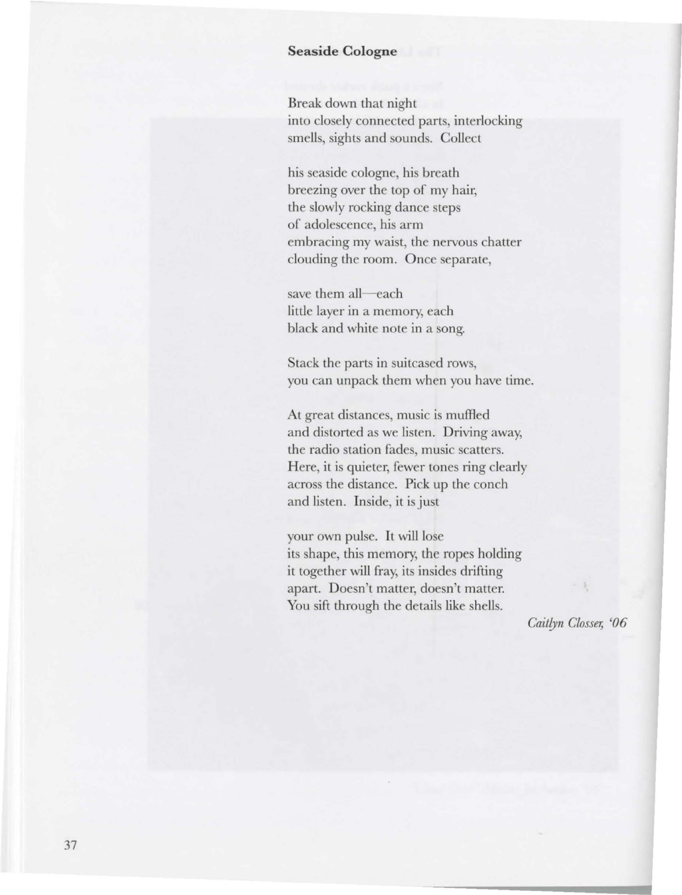## Seaside Cologne

Break down that night  
into closely connected parts, interlocking  
smells, sights and sounds. Collect

his seaside cologne, his breath  
breezing over the top of my hair,  
the slowly rocking dance steps  
of adolescence, his arm  
embracing my waist, the nervous chatter  
clouding the room. Once separate,

save them all—each  
little layer in a memory, each  
black and white note in a song.

Stack the parts in suitcased rows,  
you can unpack them when you have time.

At great distances, music is muffled  
and distorted as we listen. Driving away,  
the radio station fades, music scatters.  
Here, it is quieter, fewer tones ring clearly  
across the distance. Pick up the conch  
and listen. Inside, it is just

your own pulse. It will lose  
its shape, this memory, the ropes holding  
it together will fray, its insides drifting  
apart. Doesn't matter, doesn't matter.  
You sift through the details like shells.

*Caitlyn Closser, '06*